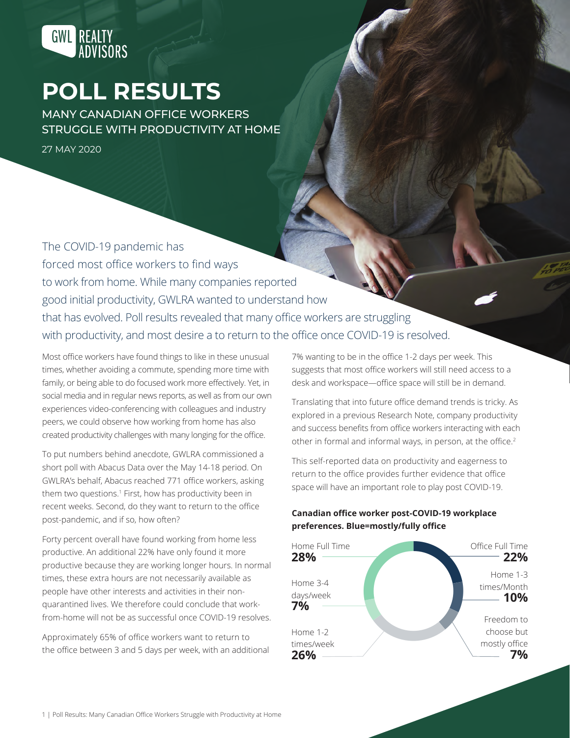GWL REALTY ADVISORS

# POLL RESULTS

## MANY CANADIAN OFFICE WORKERS STRUGGLE WITH PRODUCTIVITY AT HOME

27 MAY 2020

The COVID-19 pandemic has forced most office workers to find ways to work from home. While many companies reported good initial productivity, GWLRA wanted to understand how that has evolved. Poll results revealed that many office workers are struggling with productivity, and most desire a to return to the office once COVID-19 is resolved.

Most office workers have found things to like in these unusual times, whether avoiding a commute, spending more time with family, or being able to do focused work more effectively. Yet, in social media and in regular news reports, as well as from our own experiences video-conferencing with colleagues and industry peers, we could observe how working from home has also created productivity challenges with many longing for the office.

To put numbers behind anecdote, GWLRA commissioned a short poll with Abacus Data over the May 14-18 period. On GWLRA's behalf, Abacus reached 771 office workers, asking them two questions.[1] First, how has productivity been in recent weeks. Second, do they want to return to the office post-pandemic, and if so, how often?

Forty percent overall have found working from home less productive. An additional 22% have only found it more productive because they are working longer hours. In normal times, these extra hours are not necessarily available as people have other interests and activities in their non-quarantined lives. We therefore could conclude that work-from-home will not be as successful once COVID-19 resolves.

Approximately 65% of office workers want to return to the office between 3 and 5 days per week, with an additional 7% wanting to be in the office 1-2 days per week. This suggests that most office workers will still need access to a desk and workspace—office space will still be in demand.

Translating that into future office demand trends is tricky. As explored in a previous Research Note, company productivity and success benefits from office workers interacting with each other in formal and informal ways, in person, at the office.[2]

This self-reported data on productivity and eagerness to return to the office provides further evidence that office space will have an important role to play post COVID-19.

**Canadian office worker post-COVID-19 workplace preferences. Blue=mostly/fully office**

| Preference | Share |
|---|---|
| Office Full Time | 22% |
| Home 1-3 times/Month | 10% |
| Freedom to choose but mostly office | 7% |
| Home 1-2 times/week | 26% |
| Home 3-4 days/week | 7% |
| Home Full Time | 28% |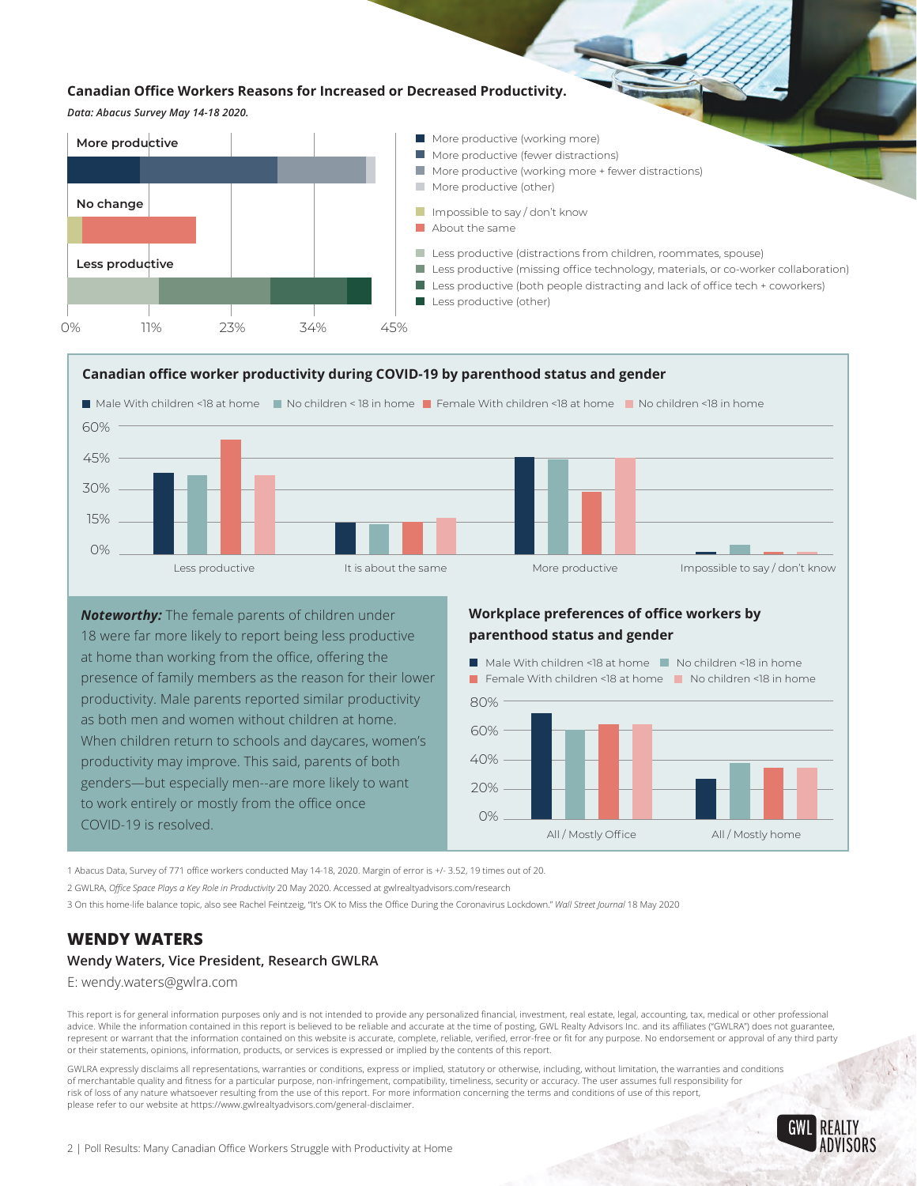### Canadian Office Workers Reasons for Increased or Decreased Productivity.

*Data: Abacus Survey May 14-18 2020.*

More productive

No change

Less productive

0% 11% 23% 34% 45%

More productive (working more)
More productive (fewer distractions)
More productive (working more + fewer distractions)
More productive (other)

Impossible to say / don't know
About the same

Less productive (distractions from children, roommates, spouse)
Less productive (missing office technology, materials, or co-worker collaboration)
Less productive (both people distracting and lack of office tech + coworkers)
Less productive (other)

### Canadian office worker productivity during COVID-19 by parenthood status and gender

Male With children <18 at home | No children < 18 in home | Female With children <18 at home | No children <18 in home

60% 45% 30% 15% 0%

Less productive | It is about the same | More productive | Impossible to say / don't know

***Noteworthy:*** The female parents of children under 18 were far more likely to report being less productive at home than working from the office, offering the presence of family members as the reason for their lower productivity. Male parents reported similar productivity as both men and women without children at home. When children return to schools and daycares, women's productivity may improve. This said, parents of both genders—but especially men--are more likely to want to work entirely or mostly from the office once COVID-19 is resolved.

### Workplace preferences of office workers by parenthood status and gender

Male With children <18 at home | No children <18 in home | Female With children <18 at home | No children <18 in home

80% 60% 40% 20% 0%

All / Mostly Office | All / Mostly home

1 Abacus Data, Survey of 771 office workers conducted May 14-18, 2020. Margin of error is +/- 3.52, 19 times out of 20.

2 GWLRA, *Office Space Plays a Key Role in Productivity* 20 May 2020. Accessed at gwlrealtyadvisors.com/research

3 On this home-life balance topic, also see Rachel Feintzeig, "It's OK to Miss the Office During the Coronavirus Lockdown." *Wall Street Journal* 18 May 2020

## WENDY WATERS

**Wendy Waters, Vice President, Research GWLRA**

E: wendy.waters@gwlra.com

This report is for general information purposes only and is not intended to provide any personalized financial, investment, real estate, legal, accounting, tax, medical or other professional advice. While the information contained in this report is believed to be reliable and accurate at the time of posting, GWL Realty Advisors Inc. and its affiliates ("GWLRA") does not guarantee, represent or warrant that the information contained on this website is accurate, complete, reliable, verified, error-free or fit for any purpose. No endorsement or approval of any third party or their statements, opinions, information, products, or services is expressed or implied by the contents of this report.

GWLRA expressly disclaims all representations, warranties or conditions, express or implied, statutory or otherwise, including, without limitation, the warranties and conditions of merchantable quality and fitness for a particular purpose, non-infringement, compatibility, timeliness, security or accuracy. The user assumes full responsibility for risk of loss of any nature whatsoever resulting from the use of this report. For more information concerning the terms and conditions of use of this report, please refer to our website at https://www.gwlrealtyadvisors.com/general-disclaimer.

GWL REALTY ADVISORS